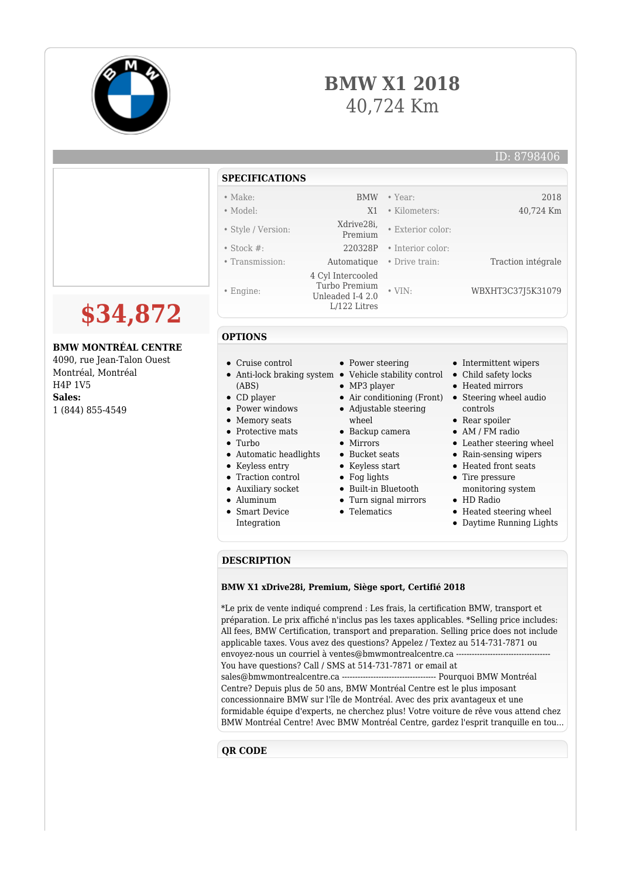# BMW X1 2018

## 40,724 Km

ID: 8798406

# $34,872

**BMW MONTRÉAL CENTRE**
4090, rue Jean-Talon Ouest
Montréal, Montréal
H4P 1V5
**Sales:**
1 (844) 855-4549

## SPECIFICATIONS

| | | | |
|---|---|---|---|
| • Make: | BMW | • Year: | 2018 |
| • Model: | X1 | • Kilometers: | 40,724 Km |
| • Style / Version: | Xdrive28i, Premium | • Exterior color: | |
| • Stock #: | 220328P | • Interior color: | |
| • Transmission: | Automatique | • Drive train: | Traction intégrale |
| • Engine: | 4 Cyl Intercooled Turbo Premium Unleaded I-4 2.0 L/122 Litres | • VIN: | WBXHT3C37J5K31079 |

## OPTIONS

- Cruise control
- Anti-lock braking system (ABS)
- CD player
- Power windows
- Memory seats
- Protective mats
- Turbo
- Automatic headlights
- Keyless entry
- Traction control
- Auxiliary socket
- Aluminum
- Smart Device Integration
- Power steering
- Vehicle stability control
- MP3 player
- Air conditioning (Front)
- Adjustable steering wheel
- Backup camera
- Mirrors
- Bucket seats
- Keyless start
- Fog lights
- Built-in Bluetooth
- Turn signal mirrors
- Telematics
- Intermittent wipers
- Child safety locks
- Heated mirrors
- Steering wheel audio controls
- Rear spoiler
- AM / FM radio
- Leather steering wheel
- Rain-sensing wipers
- Heated front seats
- Tire pressure monitoring system
- HD Radio
- Heated steering wheel
- Daytime Running Lights

## DESCRIPTION

**BMW X1 xDrive28i, Premium, Siège sport, Certifié 2018**

*Le prix de vente indiqué comprend : Les frais, la certification BMW, transport et préparation. Le prix affiché n'inclus pas les taxes applicables. *Selling price includes: All fees, BMW Certification, transport and preparation. Selling price does not include applicable taxes. Vous avez des questions? Appelez / Textez au 514-731-7871 ou envoyez-nous un courriel à ventes@bmwmontrealcentre.ca ----------------------------------- You have questions? Call / SMS at 514-731-7871 or email at sales@bmwmontrealcentre.ca ----------------------------------- Pourquoi BMW Montréal Centre? Depuis plus de 50 ans, BMW Montréal Centre est le plus imposant concessionnaire BMW sur l'île de Montréal. Avec des prix avantageux et une formidable équipe d'experts, ne cherchez plus! Votre voiture de rêve vous attend chez BMW Montréal Centre! Avec BMW Montréal Centre, gardez l'esprit tranquille en tou...

## QR CODE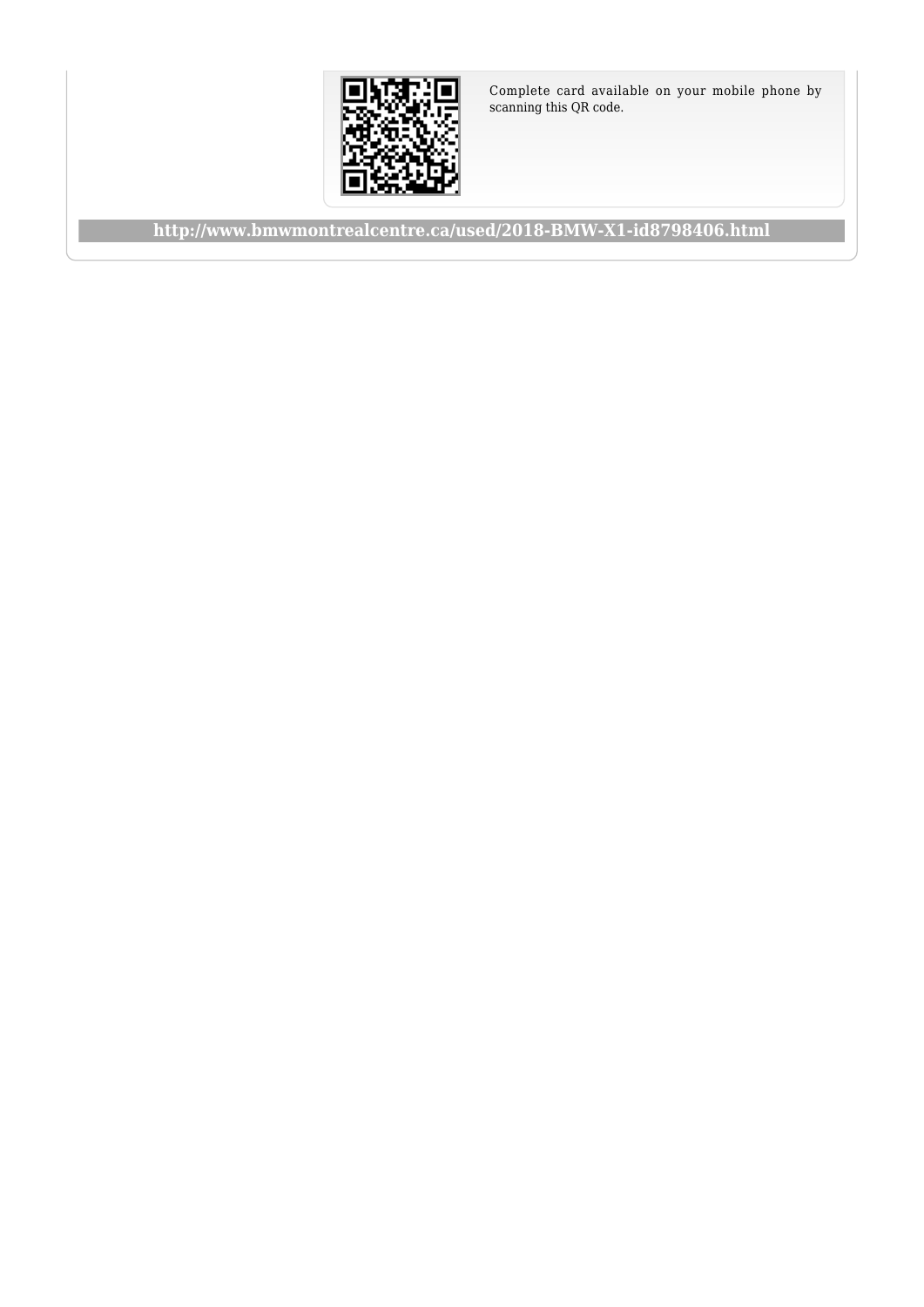Complete card available on your mobile phone by scanning this QR code.

**http://www.bmwmontrealcentre.ca/used/2018-BMW-X1-id8798406.html**